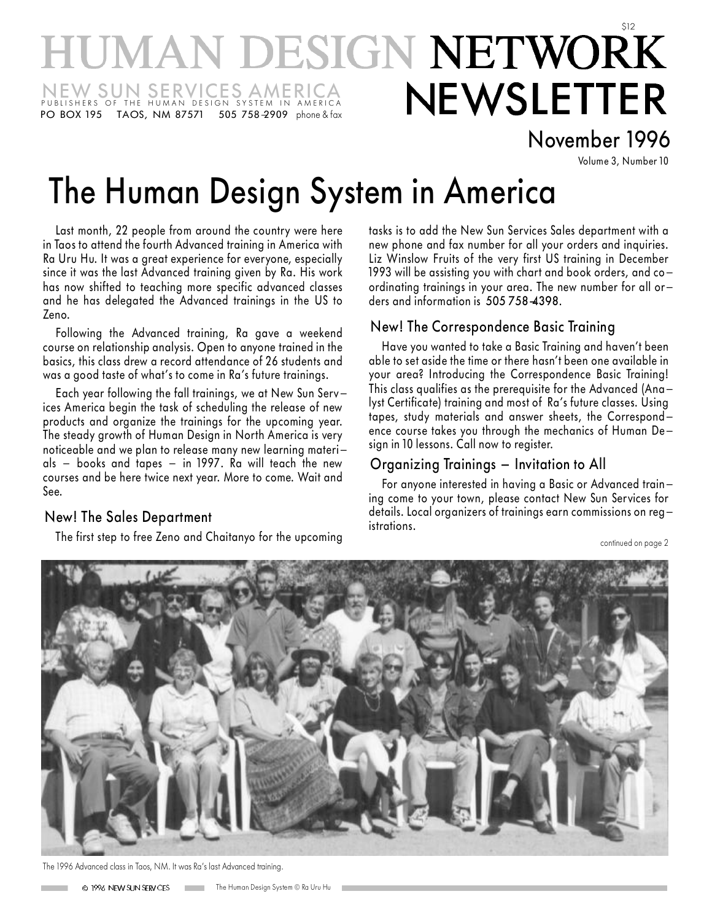$12

# HUMAN DESIGN NETWORK NEWSLETTER

NEW SUN SERVICES AMERICA
PUBLISHERS OF THE HUMAN DESIGN SYSTEM IN AMERICA
PO BOX 195 TAOS, NM 87571 505 758-2909 phone & fax

November 1996
Volume 3, Number 10

# The Human Design System in America

Last month, 22 people from around the country were here in Taos to attend the fourth Advanced training in America with Ra Uru Hu. It was a great experience for everyone, especially since it was the last Advanced training given by Ra. His work has now shifted to teaching more specific advanced classes and he has delegated the Advanced trainings in the US to Zeno.

Following the Advanced training, Ra gave a weekend course on relationship analysis. Open to anyone trained in the basics, this class drew a record attendance of 26 students and was a good taste of what's to come in Ra's future trainings.

Each year following the fall trainings, we at New Sun Services America begin the task of scheduling the release of new products and organize the trainings for the upcoming year. The steady growth of Human Design in North America is very noticeable and we plan to release many new learning materials – books and tapes – in 1997. Ra will teach the new courses and be here twice next year. More to come. Wait and See.

## New! The Sales Department

The first step to free Zeno and Chaitanyo for the upcoming tasks is to add the New Sun Services Sales department with a new phone and fax number for all your orders and inquiries. Liz Winslow Fruits of the very first US training in December 1993 will be assisting you with chart and book orders, and coordinating trainings in your area. The new number for all orders and information is 505 758-4398.

## New! The Correspondence Basic Training

Have you wanted to take a Basic Training and haven't been able to set aside the time or there hasn't been one available in your area? Introducing the Correspondence Basic Training! This class qualifies as the prerequisite for the Advanced (Analyst Certificate) training and most of Ra's future classes. Using tapes, study materials and answer sheets, the Correspondence course takes you through the mechanics of Human Design in 10 lessons. Call now to register.

## Organizing Trainings – Invitation to All

For anyone interested in having a Basic or Advanced training come to your town, please contact New Sun Services for details. Local organizers of trainings earn commissions on registrations.

continued on page 2

The 1996 Advanced class in Taos, NM. It was Ra's last Advanced training.

© 1996 NEW SUN SERVICES The Human Design System © Ra Uru Hu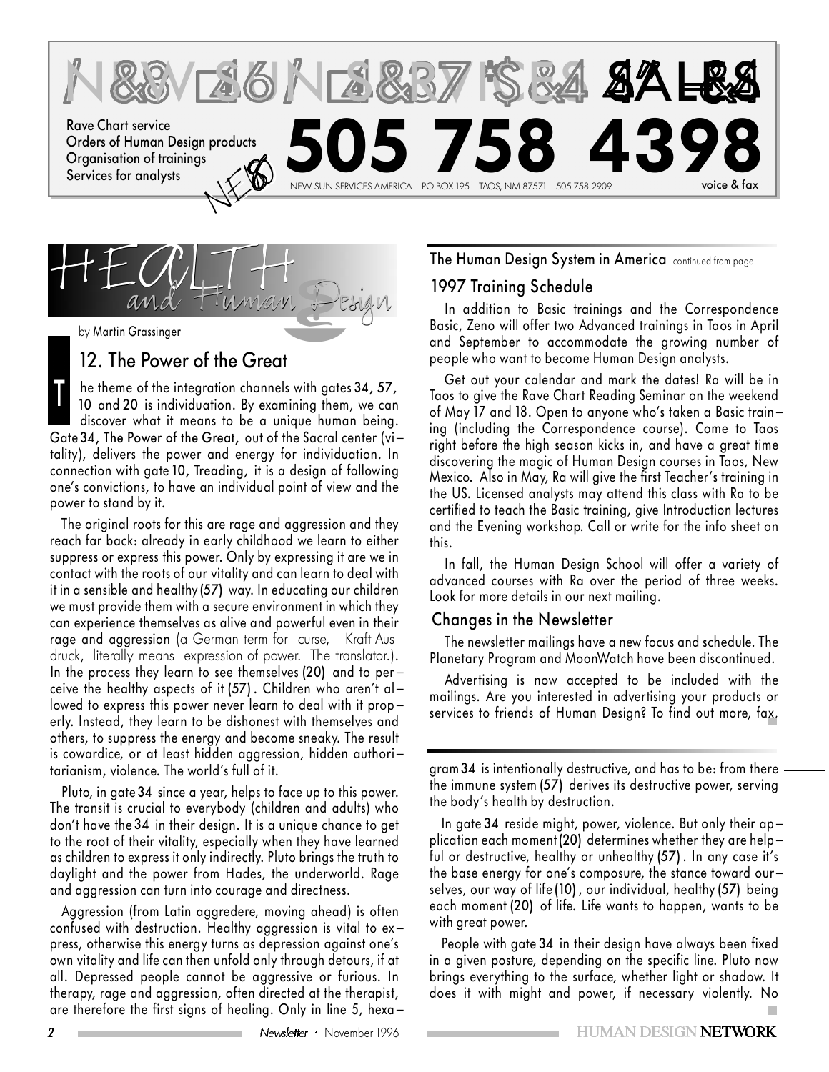# NEW SUN SERVICES SALES

Rave Chart service
Orders of Human Design products
Organisation of trainings
Services for analysts

NEW

# 505 758 4398

NEW SUN SERVICES AMERICA PO BOX 195 TAOS, NM 87571 505 758 2909 voice & fax

# HEALTH and Human Design

by Martin Grassinger

## 12. The Power of the Great

The theme of the integration channels with gates 34, 57, 10 and 20 is individuation. By examining them, we can discover what it means to be a unique human being. Gate 34, The Power of the Great, out of the Sacral center (vitality), delivers the power and energy for individuation. In connection with gate 10, Treading, it is a design of following one's convictions, to have an individual point of view and the power to stand by it.

The original roots for this are rage and aggression and they reach far back: already in early childhood we learn to either suppress or express this power. Only by expressing it are we in contact with the roots of our vitality and can learn to deal with it in a sensible and healthy (57) way. In educating our children we must provide them with a secure environment in which they can experience themselves as alive and powerful even in their rage and aggression (a German term for curse, Kraft Aus druck, literally means expression of power. The translator.). In the process they learn to see themselves (20) and to perceive the healthy aspects of it (57). Children who aren't allowed to express this power never learn to deal with it properly. Instead, they learn to be dishonest with themselves and others, to suppress the energy and become sneaky. The result is cowardice, or at least hidden aggression, hidden authoritarianism, violence. The world's full of it.

Pluto, in gate 34 since a year, helps to face up to this power. The transit is crucial to everybody (children and adults) who don't have the 34 in their design. It is a unique chance to get to the root of their vitality, especially when they have learned as children to express it only indirectly. Pluto brings the truth to daylight and the power from Hades, the underworld. Rage and aggression can turn into courage and directness.

Aggression (from Latin aggredere, moving ahead) is often confused with destruction. Healthy aggression is vital to express, otherwise this energy turns as depression against one's own vitality and life can then unfold only through detours, if at all. Depressed people cannot be aggressive or furious. In therapy, rage and aggression, often directed at the therapist, are therefore the first signs of healing. Only in line 5, hexagram 34 is intentionally destructive, and has to be: from there the immune system (57) derives its destructive power, serving the body's health by destruction.

In gate 34 reside might, power, violence. But only their application each moment (20) determines whether they are helpful or destructive, healthy or unhealthy (57). In any case it's the base energy for one's composure, the stance toward ourselves, our way of life (10), our individual, healthy (57) being each moment (20) of life. Life wants to happen, wants to be with great power.

People with gate 34 in their design have always been fixed in a given posture, depending on the specific line. Pluto now brings everything to the surface, whether light or shadow. It does it with might and power, if necessary violently. No

## The Human Design System in America

continued from page 1

### 1997 Training Schedule

In addition to Basic trainings and the Correspondence Basic, Zeno will offer two Advanced trainings in Taos in April and September to accommodate the growing number of people who want to become Human Design analysts.

Get out your calendar and mark the dates! Ra will be in Taos to give the Rave Chart Reading Seminar on the weekend of May 17 and 18. Open to anyone who's taken a Basic training (including the Correspondence course). Come to Taos right before the high season kicks in, and have a great time discovering the magic of Human Design courses in Taos, New Mexico. Also in May, Ra will give the first Teacher's training in the US. Licensed analysts may attend this class with Ra to be certified to teach the Basic training, give Introduction lectures and the Evening workshop. Call or write for the info sheet on this.

In fall, the Human Design School will offer a variety of advanced courses with Ra over the period of three weeks. Look for more details in our next mailing.

### Changes in the Newsletter

The newsletter mailings have a new focus and schedule. The Planetary Program and MoonWatch have been discontinued.

Advertising is now accepted to be included with the mailings. Are you interested in advertising your products or services to friends of Human Design? To find out more, fax.